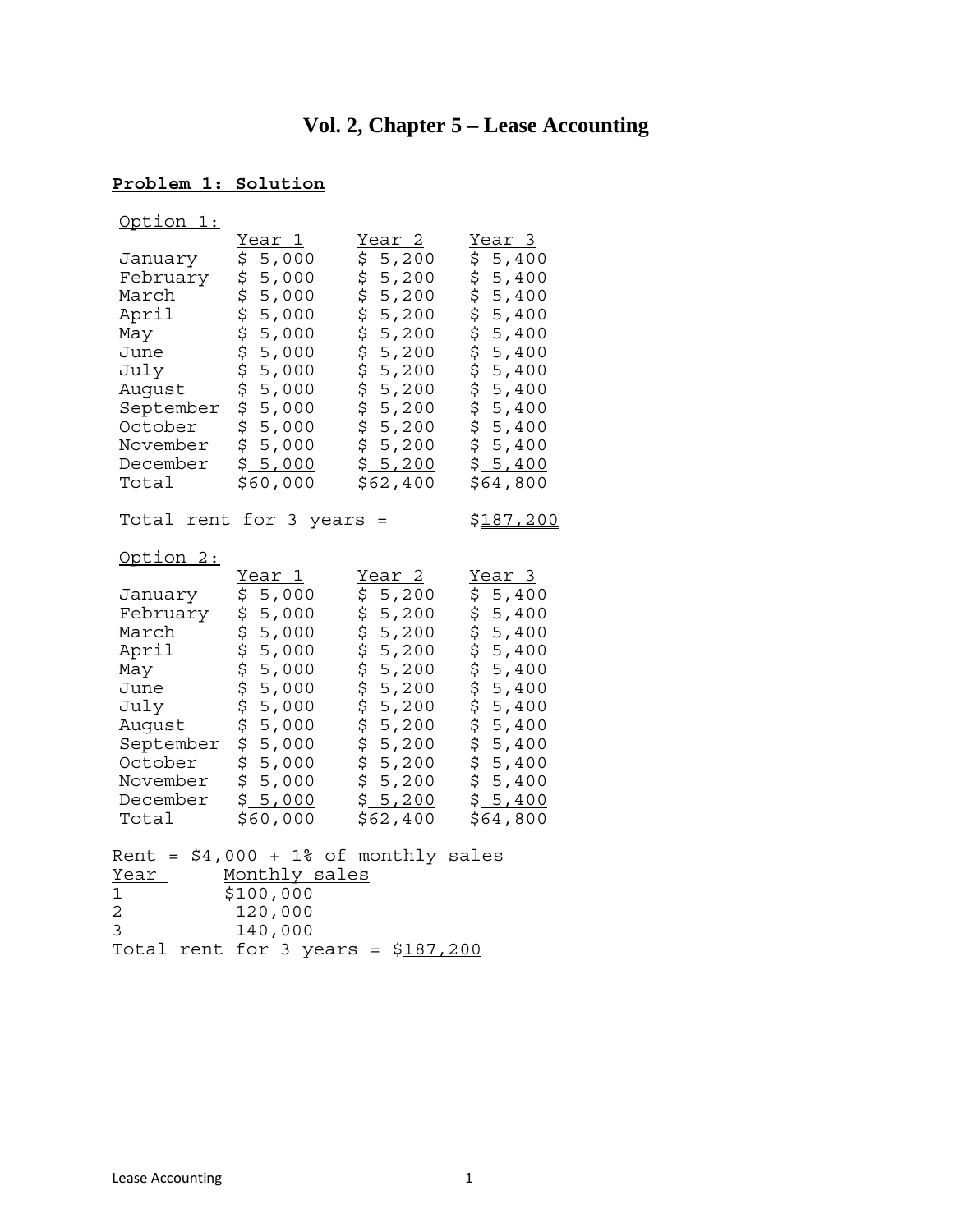# Vol. 2, Chapter 5 – Lease Accounting

**Problem 1: Solution**

Option 1:

| | Year 1 | Year 2 | Year 3 |
|---|---|---|---|
| January | $ 5,000 | $ 5,200 | $ 5,400 |
| February | $ 5,000 | $ 5,200 | $ 5,400 |
| March | $ 5,000 | $ 5,200 | $ 5,400 |
| April | $ 5,000 | $ 5,200 | $ 5,400 |
| May | $ 5,000 | $ 5,200 | $ 5,400 |
| June | $ 5,000 | $ 5,200 | $ 5,400 |
| July | $ 5,000 | $ 5,200 | $ 5,400 |
| August | $ 5,000 | $ 5,200 | $ 5,400 |
| September | $ 5,000 | $ 5,200 | $ 5,400 |
| October | $ 5,000 | $ 5,200 | $ 5,400 |
| November | $ 5,000 | $ 5,200 | $ 5,400 |
| December | $ 5,000 | $ 5,200 | $ 5,400 |
| Total | $60,000 | $62,400 | $64,800 |

Total rent for 3 years = $187,200

Option 2:

| | Year 1 | Year 2 | Year 3 |
|---|---|---|---|
| January | $ 5,000 | $ 5,200 | $ 5,400 |
| February | $ 5,000 | $ 5,200 | $ 5,400 |
| March | $ 5,000 | $ 5,200 | $ 5,400 |
| April | $ 5,000 | $ 5,200 | $ 5,400 |
| May | $ 5,000 | $ 5,200 | $ 5,400 |
| June | $ 5,000 | $ 5,200 | $ 5,400 |
| July | $ 5,000 | $ 5,200 | $ 5,400 |
| August | $ 5,000 | $ 5,200 | $ 5,400 |
| September | $ 5,000 | $ 5,200 | $ 5,400 |
| October | $ 5,000 | $ 5,200 | $ 5,400 |
| November | $ 5,000 | $ 5,200 | $ 5,400 |
| December | $ 5,000 | $ 5,200 | $ 5,400 |
| Total | $60,000 | $62,400 | $64,800 |

Rent = $4,000 + 1% of monthly sales

| Year | Monthly sales |
|---|---|
| 1 | $100,000 |
| 2 | 120,000 |
| 3 | 140,000 |

Total rent for 3 years = $187,200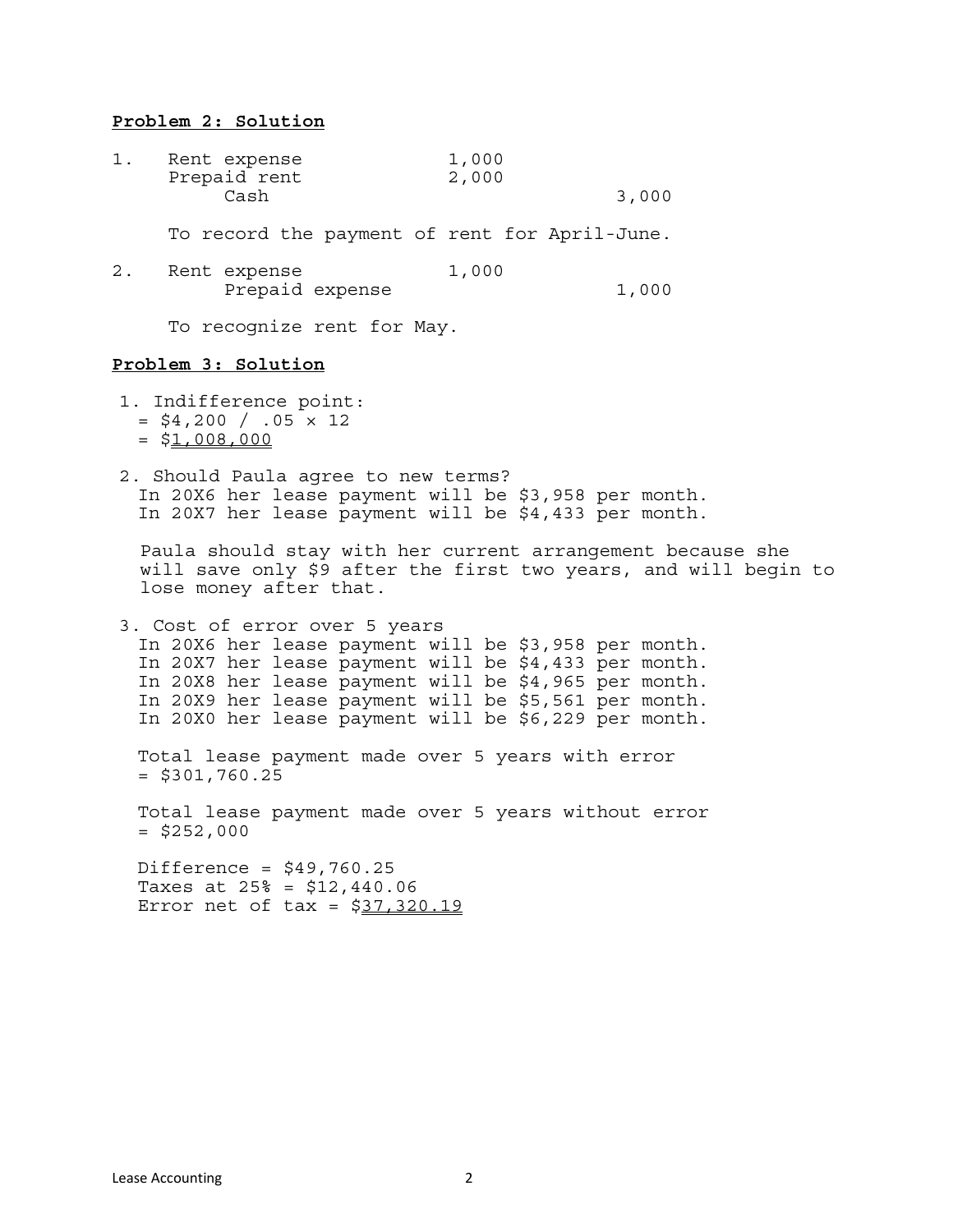**Problem 2: Solution**

1. 

| | | |
|---|---|---|
| Rent expense | 1,000 | |
| Prepaid rent | 2,000 | |
| Cash | | 3,000 |

To record the payment of rent for April-June.

2. 

| | | |
|---|---|---|
| Rent expense | 1,000 | |
| Prepaid expense | | 1,000 |

To recognize rent for May.

**Problem 3: Solution**

1. Indifference point:
   = $4,200 / .05 × 12
   = $1,008,000

2. Should Paula agree to new terms?
   In 20X6 her lease payment will be $3,958 per month.
   In 20X7 her lease payment will be $4,433 per month.

   Paula should stay with her current arrangement because she will save only $9 after the first two years, and will begin to lose money after that.

3. Cost of error over 5 years
   In 20X6 her lease payment will be $3,958 per month.
   In 20X7 her lease payment will be $4,433 per month.
   In 20X8 her lease payment will be $4,965 per month.
   In 20X9 her lease payment will be $5,561 per month.
   In 20X0 her lease payment will be $6,229 per month.

   Total lease payment made over 5 years with error
   = $301,760.25

   Total lease payment made over 5 years without error
   = $252,000

   Difference = $49,760.25
   Taxes at 25% = $12,440.06
   Error net of tax = $37,320.19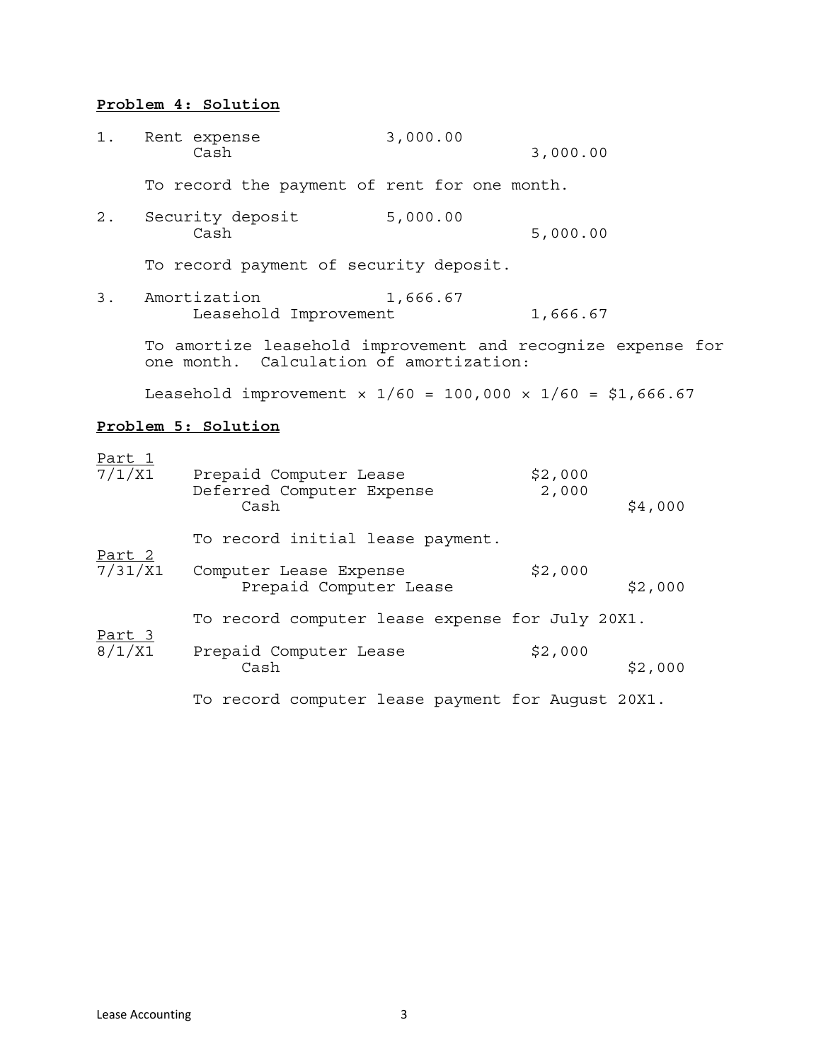## Problem 4: Solution

1. | | | |
   |---|---|---|
   | Rent expense | 3,000.00 | |
   | Cash | | 3,000.00 |

   To record the payment of rent for one month.

2. | | | |
   |---|---|---|
   | Security deposit | 5,000.00 | |
   | Cash | | 5,000.00 |

   To record payment of security deposit.

3. | | | |
   |---|---|---|
   | Amortization | 1,666.67 | |
   | Leasehold Improvement | | 1,666.67 |

   To amortize leasehold improvement and recognize expense for one month. Calculation of amortization:

   Leasehold improvement × 1/60 = 100,000 × 1/60 = $1,666.67

## Problem 5: Solution

Part 1

| | | | |
|---|---|---|---|
| 7/1/X1 | Prepaid Computer Lease | $2,000 | |
| | Deferred Computer Expense | 2,000 | |
| | Cash | | $4,000 |

To record initial lease payment.

Part 2

| | | | |
|---|---|---|---|
| 7/31/X1 | Computer Lease Expense | $2,000 | |
| | Prepaid Computer Lease | | $2,000 |

To record computer lease expense for July 20X1.

Part 3

| | | | |
|---|---|---|---|
| 8/1/X1 | Prepaid Computer Lease | $2,000 | |
| | Cash | | $2,000 |

To record computer lease payment for August 20X1.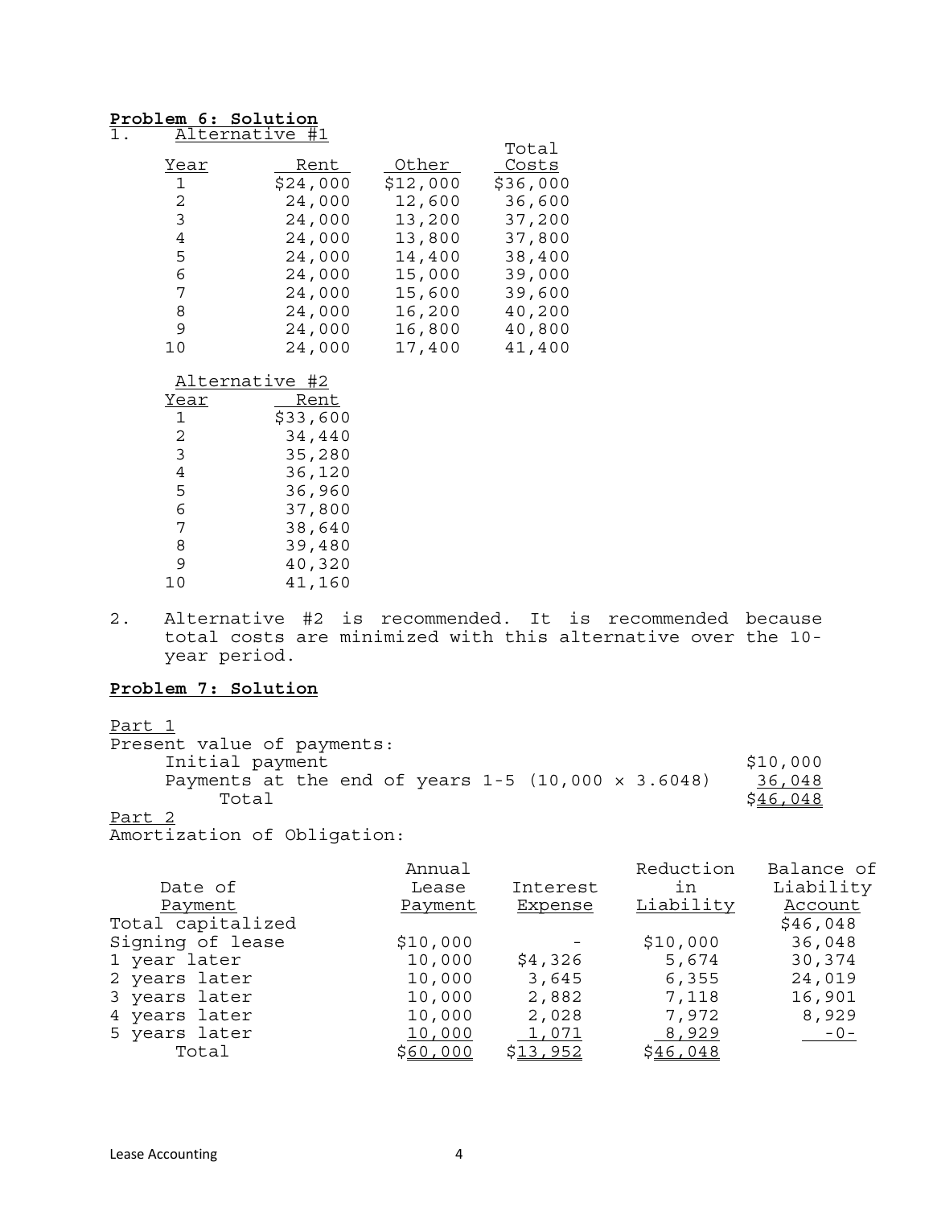**Problem 6: Solution**

1. Alternative #1

| Year | Rent | Other | Total Costs |
|---|---|---|---|
| 1 | $24,000 | $12,000 | $36,000 |
| 2 | 24,000 | 12,600 | 36,600 |
| 3 | 24,000 | 13,200 | 37,200 |
| 4 | 24,000 | 13,800 | 37,800 |
| 5 | 24,000 | 14,400 | 38,400 |
| 6 | 24,000 | 15,000 | 39,000 |
| 7 | 24,000 | 15,600 | 39,600 |
| 8 | 24,000 | 16,200 | 40,200 |
| 9 | 24,000 | 16,800 | 40,800 |
| 10 | 24,000 | 17,400 | 41,400 |

Alternative #2

| Year | Rent |
|---|---|
| 1 | $33,600 |
| 2 | 34,440 |
| 3 | 35,280 |
| 4 | 36,120 |
| 5 | 36,960 |
| 6 | 37,800 |
| 7 | 38,640 |
| 8 | 39,480 |
| 9 | 40,320 |
| 10 | 41,160 |

2. Alternative #2 is recommended. It is recommended because total costs are minimized with this alternative over the 10-year period.

**Problem 7: Solution**

Part 1

Present value of payments:

| | |
|---|---|
| Initial payment | $10,000 |
| Payments at the end of years 1-5 (10,000 × 3.6048) | 36,048 |
| Total | $46,048 |

Part 2

Amortization of Obligation:

| Date of Payment | Annual Lease Payment | Interest Expense | Reduction in Liability | Balance of Liability Account |
|---|---|---|---|---|
| Total capitalized | | | | $46,048 |
| Signing of lease | $10,000 | - | $10,000 | 36,048 |
| 1 year later | 10,000 | $4,326 | 5,674 | 30,374 |
| 2 years later | 10,000 | 3,645 | 6,355 | 24,019 |
| 3 years later | 10,000 | 2,882 | 7,118 | 16,901 |
| 4 years later | 10,000 | 2,028 | 7,972 | 8,929 |
| 5 years later | 10,000 | 1,071 | 8,929 | -0- |
| Total | $60,000 | $13,952 | $46,048 | |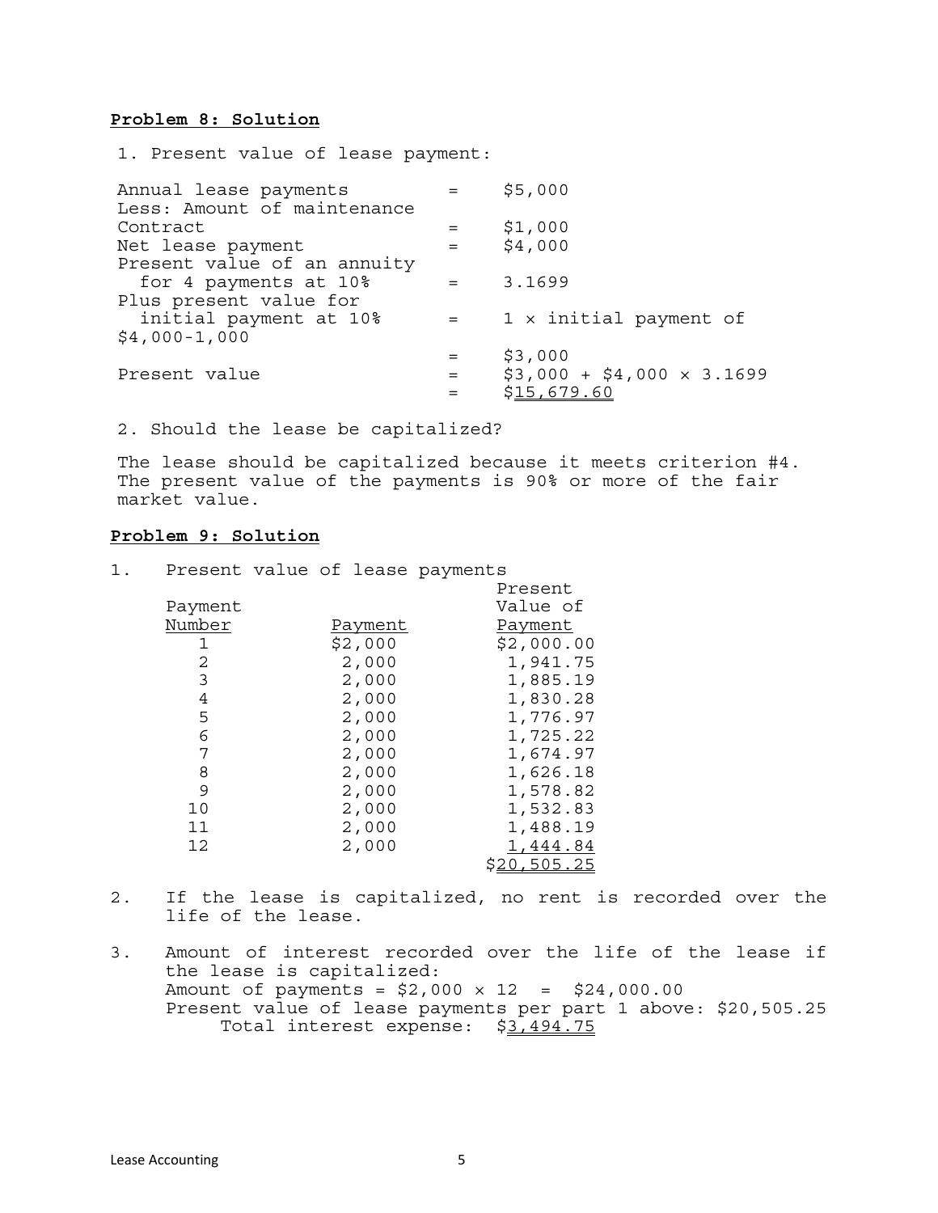**Problem 8: Solution**

1. Present value of lease payment:

| | | |
|---|---|---|
| Annual lease payments | = | \$5,000 |
| Less: Amount of maintenance Contract | = | \$1,000 |
| Net lease payment | = | \$4,000 |
| Present value of an annuity for 4 payments at 10% | = | 3.1699 |
| Plus present value for initial payment at 10% \$4,000-1,000 | = | 1 × initial payment of |
| | = | \$3,000 |
| Present value | = | \$3,000 + \$4,000 × 3.1699 |
| | = | \$15,679.60 |

2. Should the lease be capitalized?

The lease should be capitalized because it meets criterion #4. The present value of the payments is 90% or more of the fair market value.

**Problem 9: Solution**

1. Present value of lease payments

| Payment Number | Payment | Present Value of Payment |
|---|---|---|
| 1 | \$2,000 | \$2,000.00 |
| 2 | 2,000 | 1,941.75 |
| 3 | 2,000 | 1,885.19 |
| 4 | 2,000 | 1,830.28 |
| 5 | 2,000 | 1,776.97 |
| 6 | 2,000 | 1,725.22 |
| 7 | 2,000 | 1,674.97 |
| 8 | 2,000 | 1,626.18 |
| 9 | 2,000 | 1,578.82 |
| 10 | 2,000 | 1,532.83 |
| 11 | 2,000 | 1,488.19 |
| 12 | 2,000 | 1,444.84 |
| | | \$20,505.25 |

2. If the lease is capitalized, no rent is recorded over the life of the lease.

3. Amount of interest recorded over the life of the lease if the lease is capitalized:
   Amount of payments = \$2,000 × 12 = \$24,000.00
   Present value of lease payments per part 1 above: \$20,505.25
   Total interest expense: \$3,494.75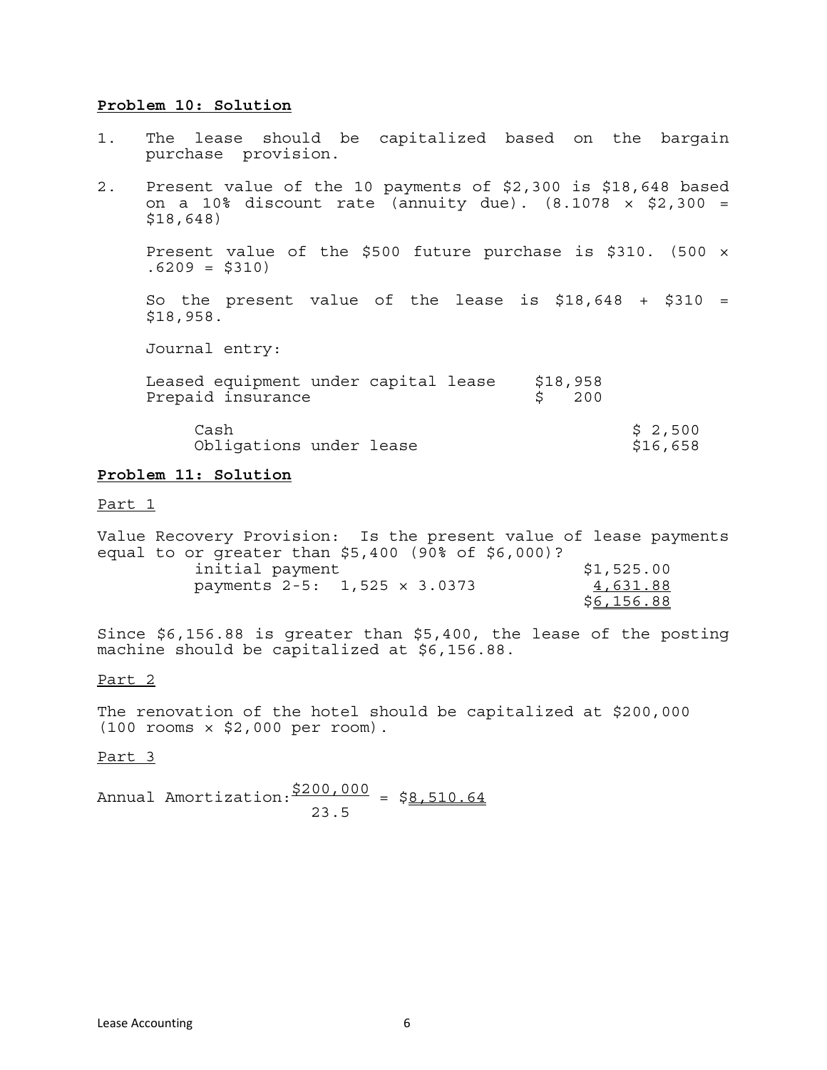**Problem 10: Solution**

1. The lease should be capitalized based on the bargain purchase provision.

2. Present value of the 10 payments of $2,300 is $18,648 based on a 10% discount rate (annuity due). (8.1078 × $2,300 = $18,648)

   Present value of the $500 future purchase is $310. (500 × .6209 = $310)

   So the present value of the lease is $18,648 + $310 = $18,958.

   Journal entry:

   | | | |
   |---|---|---|
   | Leased equipment under capital lease | $18,958 | |
   | Prepaid insurance | $ 200 | |
   | Cash | | $ 2,500 |
   | Obligations under lease | | $16,658 |

**Problem 11: Solution**

Part 1

Value Recovery Provision: Is the present value of lease payments equal to or greater than $5,400 (90% of $6,000)?

| | |
|---|---|
| initial payment | $1,525.00 |
| payments 2-5: 1,525 × 3.0373 | 4,631.88 |
| | $6,156.88 |

Since $6,156.88 is greater than $5,400, the lease of the posting machine should be capitalized at $6,156.88.

Part 2

The renovation of the hotel should be capitalized at $200,000 (100 rooms × $2,000 per room).

Part 3

Annual Amortization: $\frac{\$200,000}{23.5} = \$8,510.64$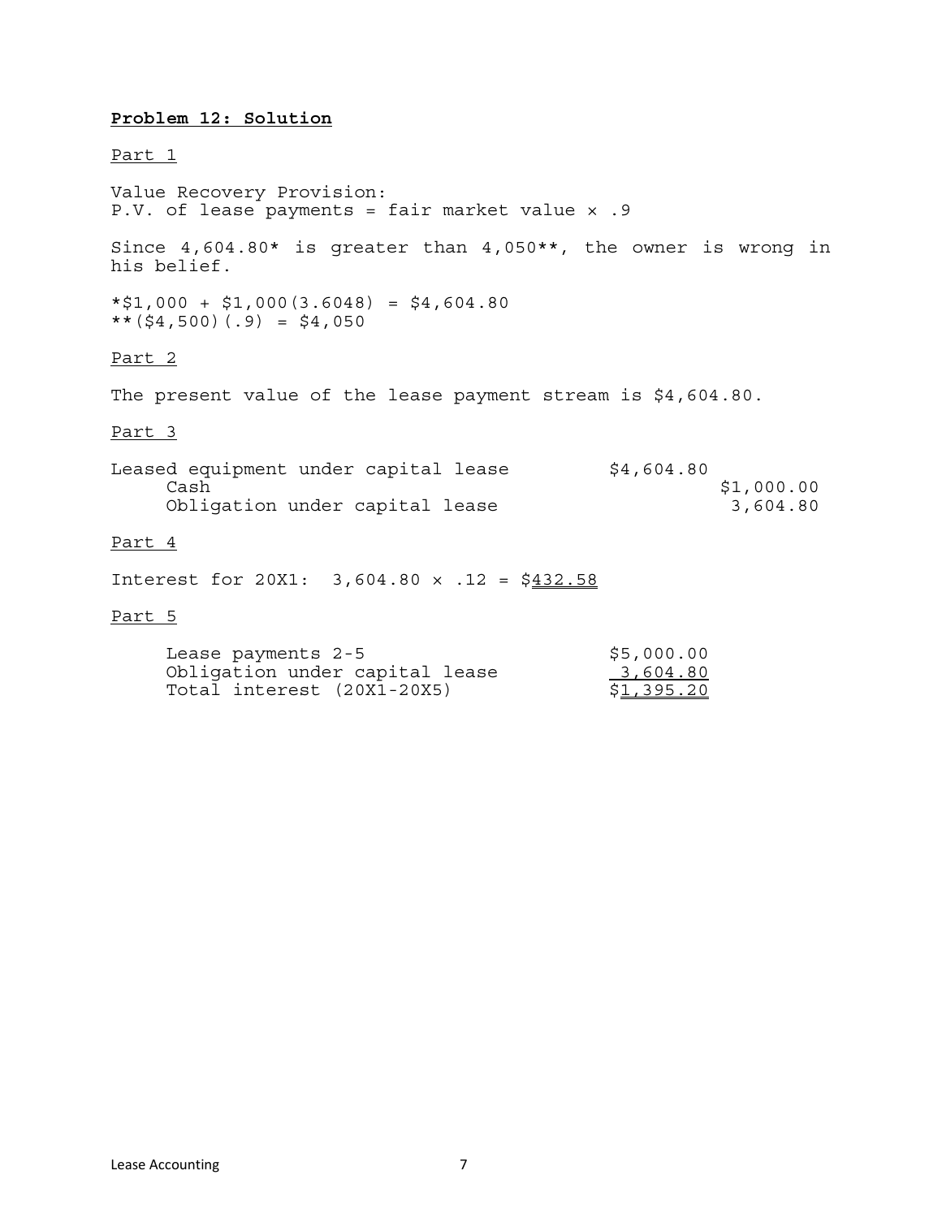**Problem 12: Solution**

Part 1

Value Recovery Provision:
P.V. of lease payments = fair market value × .9

Since 4,604.80* is greater than 4,050**, the owner is wrong in his belief.

*$1,000 + $1,000(3.6048) = $4,604.80
**($4,500)(.9) = $4,050

Part 2

The present value of the lease payment stream is $4,604.80.

Part 3

| | Debit | Credit |
|---|---|---|
| Leased equipment under capital lease | $4,604.80 | |
| Cash | | $1,000.00 |
| Obligation under capital lease | | 3,604.80 |

Part 4

Interest for 20X1: 3,604.80 × .12 = $432.58

Part 5

| | |
|---|---|
| Lease payments 2-5 | $5,000.00 |
| Obligation under capital lease | 3,604.80 |
| Total interest (20X1-20X5) | $1,395.20 |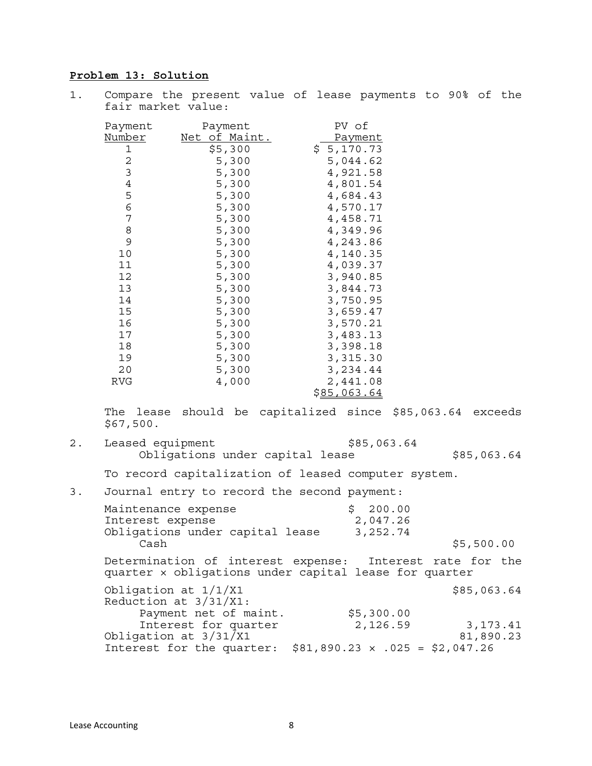**Problem 13: Solution**

1. Compare the present value of lease payments to 90% of the fair market value:

| Payment Number | Payment Net of Maint. | PV of Payment |
|---|---|---|
| 1 | $5,300 | $ 5,170.73 |
| 2 | 5,300 | 5,044.62 |
| 3 | 5,300 | 4,921.58 |
| 4 | 5,300 | 4,801.54 |
| 5 | 5,300 | 4,684.43 |
| 6 | 5,300 | 4,570.17 |
| 7 | 5,300 | 4,458.71 |
| 8 | 5,300 | 4,349.96 |
| 9 | 5,300 | 4,243.86 |
| 10 | 5,300 | 4,140.35 |
| 11 | 5,300 | 4,039.37 |
| 12 | 5,300 | 3,940.85 |
| 13 | 5,300 | 3,844.73 |
| 14 | 5,300 | 3,750.95 |
| 15 | 5,300 | 3,659.47 |
| 16 | 5,300 | 3,570.21 |
| 17 | 5,300 | 3,483.13 |
| 18 | 5,300 | 3,398.18 |
| 19 | 5,300 | 3,315.30 |
| 20 | 5,300 | 3,234.44 |
| RVG | 4,000 | 2,441.08 |
| | | $85,063.64 |

The lease should be capitalized since $85,063.64 exceeds $67,500.

2.

| | | |
|---|---|---|
| Leased equipment | $85,063.64 | |
| Obligations under capital lease | | $85,063.64 |

To record capitalization of leased computer system.

3. Journal entry to record the second payment:

| | | |
|---|---|---|
| Maintenance expense | $ 200.00 | |
| Interest expense | 2,047.26 | |
| Obligations under capital lease | 3,252.74 | |
| Cash | | $5,500.00 |

Determination of interest expense: Interest rate for the quarter × obligations under capital lease for quarter

| | | |
|---|---|---|
| Obligation at 1/1/X1 | | $85,063.64 |
| Reduction at 3/31/X1: | | |
| Payment net of maint. | $5,300.00 | |
| Interest for quarter | 2,126.59 | 3,173.41 |
| Obligation at 3/31/X1 | | 81,890.23 |

Interest for the quarter: $81,890.23 × .025 = $2,047.26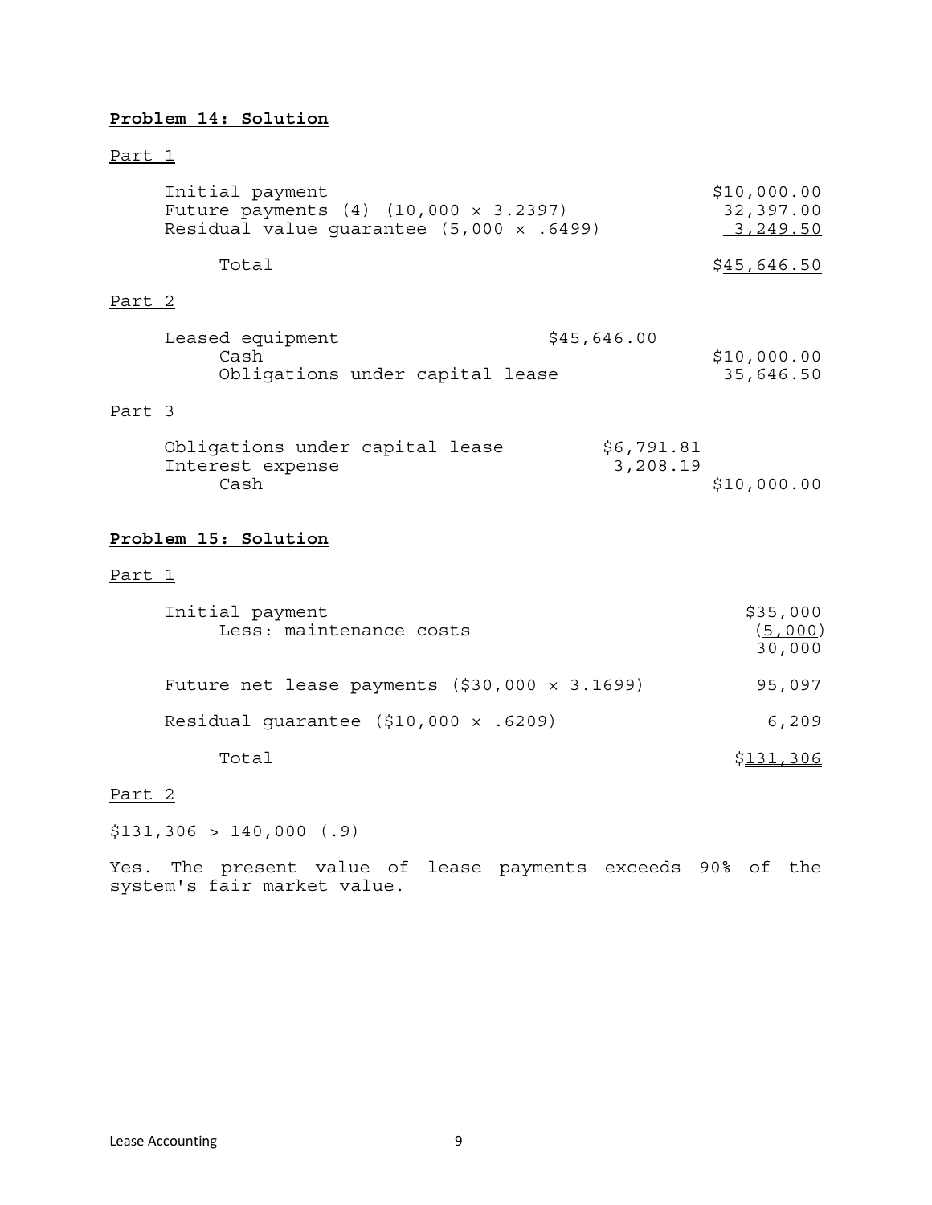**Problem 14: Solution**

Part 1

| | |
|---|---|
| Initial payment | \$10,000.00 |
| Future payments (4) (10,000 × 3.2397) | 32,397.00 |
| Residual value guarantee (5,000 × .6499) | 3,249.50 |
| Total | \$45,646.50 |

Part 2

| | | |
|---|---|---|
| Leased equipment | \$45,646.00 | |
| Cash | | \$10,000.00 |
| Obligations under capital lease | | 35,646.50 |

Part 3

| | | |
|---|---|---|
| Obligations under capital lease | \$6,791.81 | |
| Interest expense | 3,208.19 | |
| Cash | | \$10,000.00 |

**Problem 15: Solution**

Part 1

| | |
|---|---|
| Initial payment | \$35,000 |
| Less: maintenance costs | (5,000) |
| | 30,000 |
| Future net lease payments (\$30,000 × 3.1699) | 95,097 |
| Residual guarantee (\$10,000 × .6209) | 6,209 |
| Total | \$131,306 |

Part 2

\$131,306 > 140,000 (.9)

Yes. The present value of lease payments exceeds 90% of the system's fair market value.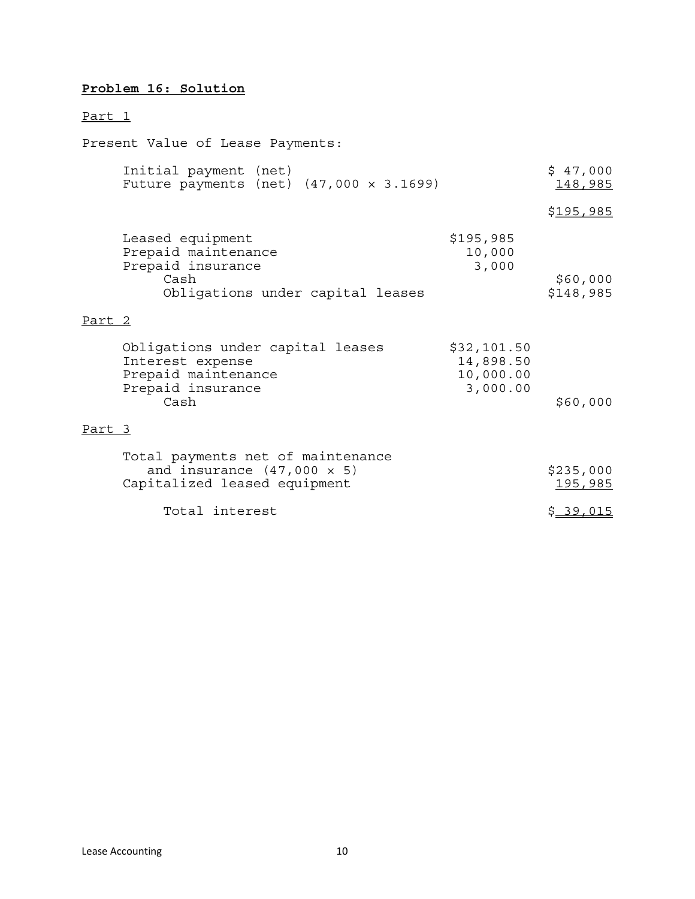**Problem 16: Solution**

Part 1

Present Value of Lease Payments:

| | | |
|---|---|---|
| Initial payment (net) | | $ 47,000 |
| Future payments (net) (47,000 × 3.1699) | | 148,985 |
| | | $195,985 |

| | | |
|---|---|---|
| Leased equipment | $195,985 | |
| Prepaid maintenance | 10,000 | |
| Prepaid insurance | 3,000 | |
| Cash | | $60,000 |
| Obligations under capital leases | | $148,985 |

Part 2

| | | |
|---|---|---|
| Obligations under capital leases | $32,101.50 | |
| Interest expense | 14,898.50 | |
| Prepaid maintenance | 10,000.00 | |
| Prepaid insurance | 3,000.00 | |
| Cash | | $60,000 |

Part 3

| | |
|---|---|
| Total payments net of maintenance and insurance (47,000 × 5) | $235,000 |
| Capitalized leased equipment | 195,985 |
| Total interest | $ 39,015 |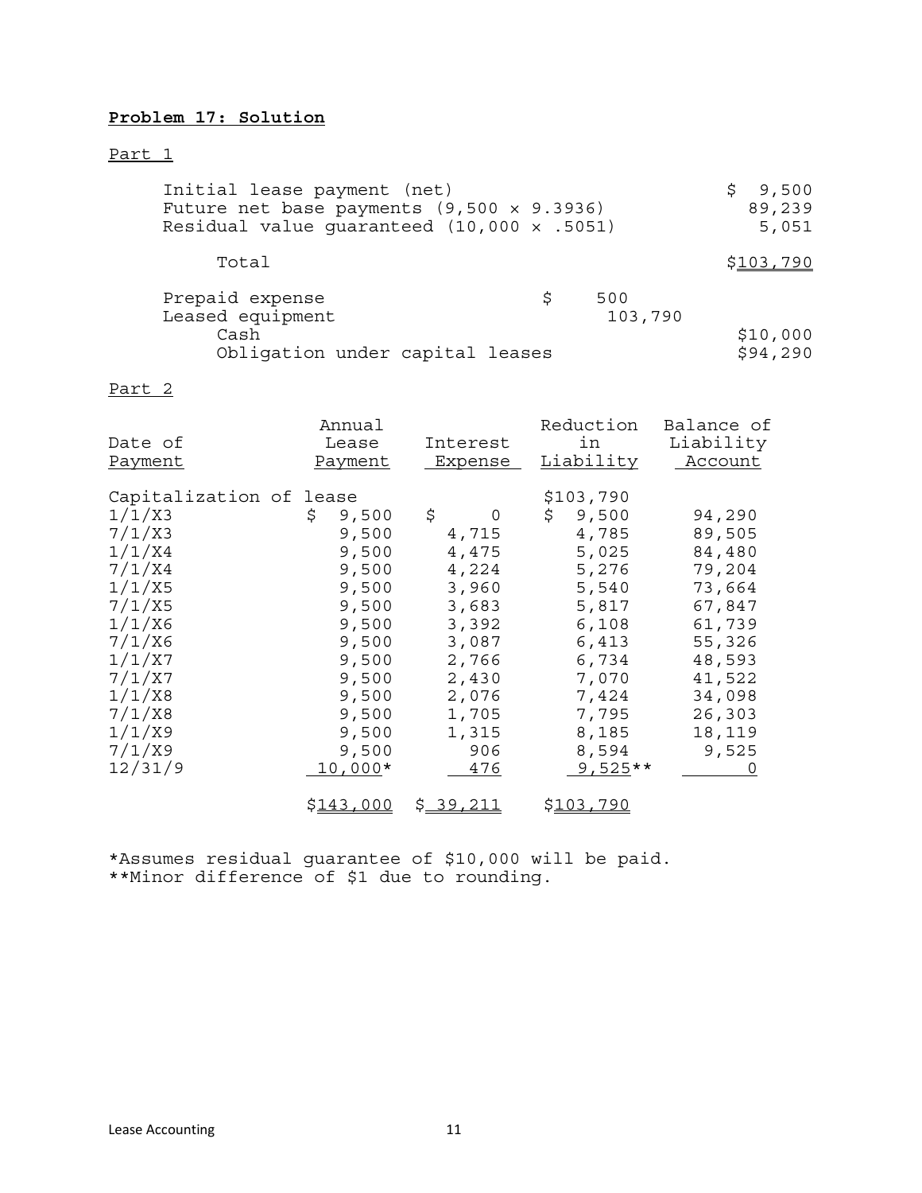**Problem 17: Solution**

Part 1

| | |
|---|---|
| Initial lease payment (net) | $ 9,500 |
| Future net base payments (9,500 × 9.3936) | 89,239 |
| Residual value guaranteed (10,000 × .5051) | 5,051 |
| Total | $103,790 |

| | | |
|---|---|---|
| Prepaid expense | $ 500 | |
| Leased equipment | 103,790 | |
| Cash | | $10,000 |
| Obligation under capital leases | | $94,290 |

Part 2

| Date of Payment | Annual Lease Payment | Interest Expense | Reduction in Liability | Balance of Liability Account |
|---|---|---|---|---|
| Capitalization of lease | | | $103,790 | |
| 1/1/X3 | $ 9,500 | $ 0 | $ 9,500 | 94,290 |
| 7/1/X3 | 9,500 | 4,715 | 4,785 | 89,505 |
| 1/1/X4 | 9,500 | 4,475 | 5,025 | 84,480 |
| 7/1/X4 | 9,500 | 4,224 | 5,276 | 79,204 |
| 1/1/X5 | 9,500 | 3,960 | 5,540 | 73,664 |
| 7/1/X5 | 9,500 | 3,683 | 5,817 | 67,847 |
| 1/1/X6 | 9,500 | 3,392 | 6,108 | 61,739 |
| 7/1/X6 | 9,500 | 3,087 | 6,413 | 55,326 |
| 1/1/X7 | 9,500 | 2,766 | 6,734 | 48,593 |
| 7/1/X7 | 9,500 | 2,430 | 7,070 | 41,522 |
| 1/1/X8 | 9,500 | 2,076 | 7,424 | 34,098 |
| 7/1/X8 | 9,500 | 1,705 | 7,795 | 26,303 |
| 1/1/X9 | 9,500 | 1,315 | 8,185 | 18,119 |
| 7/1/X9 | 9,500 | 906 | 8,594 | 9,525 |
| 12/31/9 | 10,000* | 476 | 9,525** | 0 |
| | $143,000 | $ 39,211 | $103,790 | |

*Assumes residual guarantee of $10,000 will be paid.
**Minor difference of $1 due to rounding.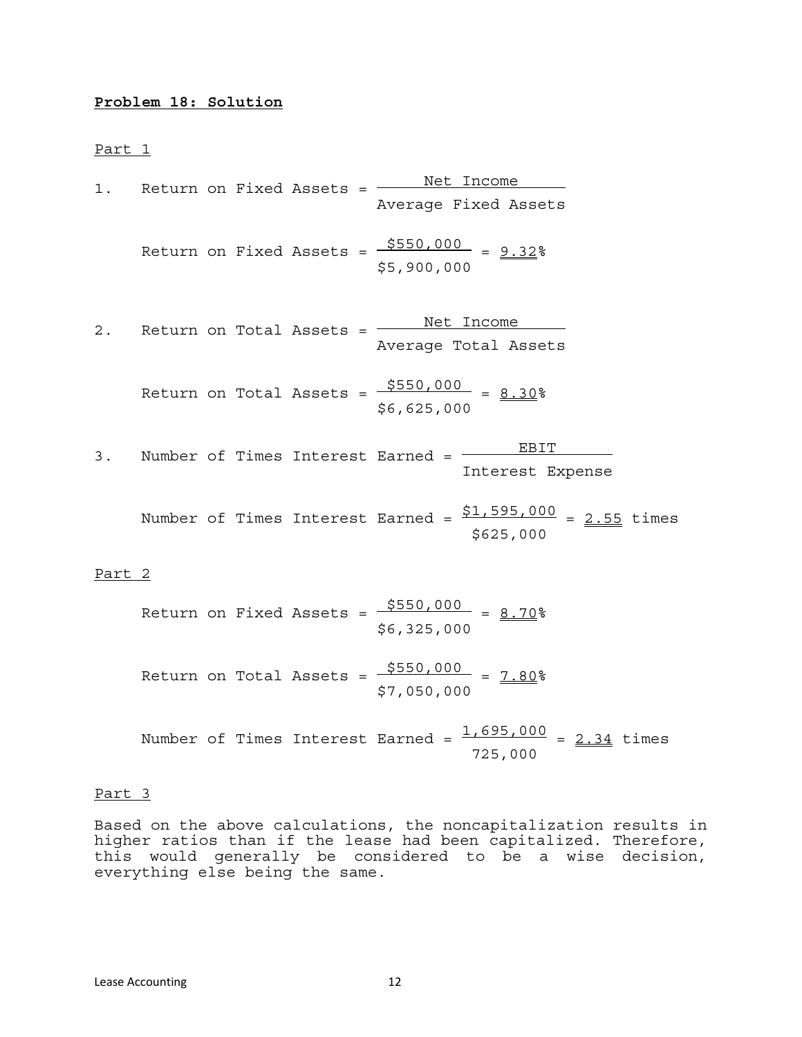**Problem 18: Solution**

Part 1

1. $$\text{Return on Fixed Assets} = \frac{\text{Net Income}}{\text{Average Fixed Assets}}$$

$$\text{Return on Fixed Assets} = \frac{\$550{,}000}{\$5{,}900{,}000} = \underline{\underline{9.32}}\%$$

2. $$\text{Return on Total Assets} = \frac{\text{Net Income}}{\text{Average Total Assets}}$$

$$\text{Return on Total Assets} = \frac{\$550{,}000}{\$6{,}625{,}000} = \underline{\underline{8.30}}\%$$

3. $$\text{Number of Times Interest Earned} = \frac{\text{EBIT}}{\text{Interest Expense}}$$

$$\text{Number of Times Interest Earned} = \frac{\$1{,}595{,}000}{\$625{,}000} = \underline{\underline{2.55}} \text{ times}$$

Part 2

$$\text{Return on Fixed Assets} = \frac{\$550{,}000}{\$6{,}325{,}000} = \underline{\underline{8.70}}\%$$

$$\text{Return on Total Assets} = \frac{\$550{,}000}{\$7{,}050{,}000} = \underline{\underline{7.80}}\%$$

$$\text{Number of Times Interest Earned} = \frac{1{,}695{,}000}{725{,}000} = \underline{\underline{2.34}} \text{ times}$$

Part 3

Based on the above calculations, the noncapitalization results in higher ratios than if the lease had been capitalized. Therefore, this would generally be considered to be a wise decision, everything else being the same.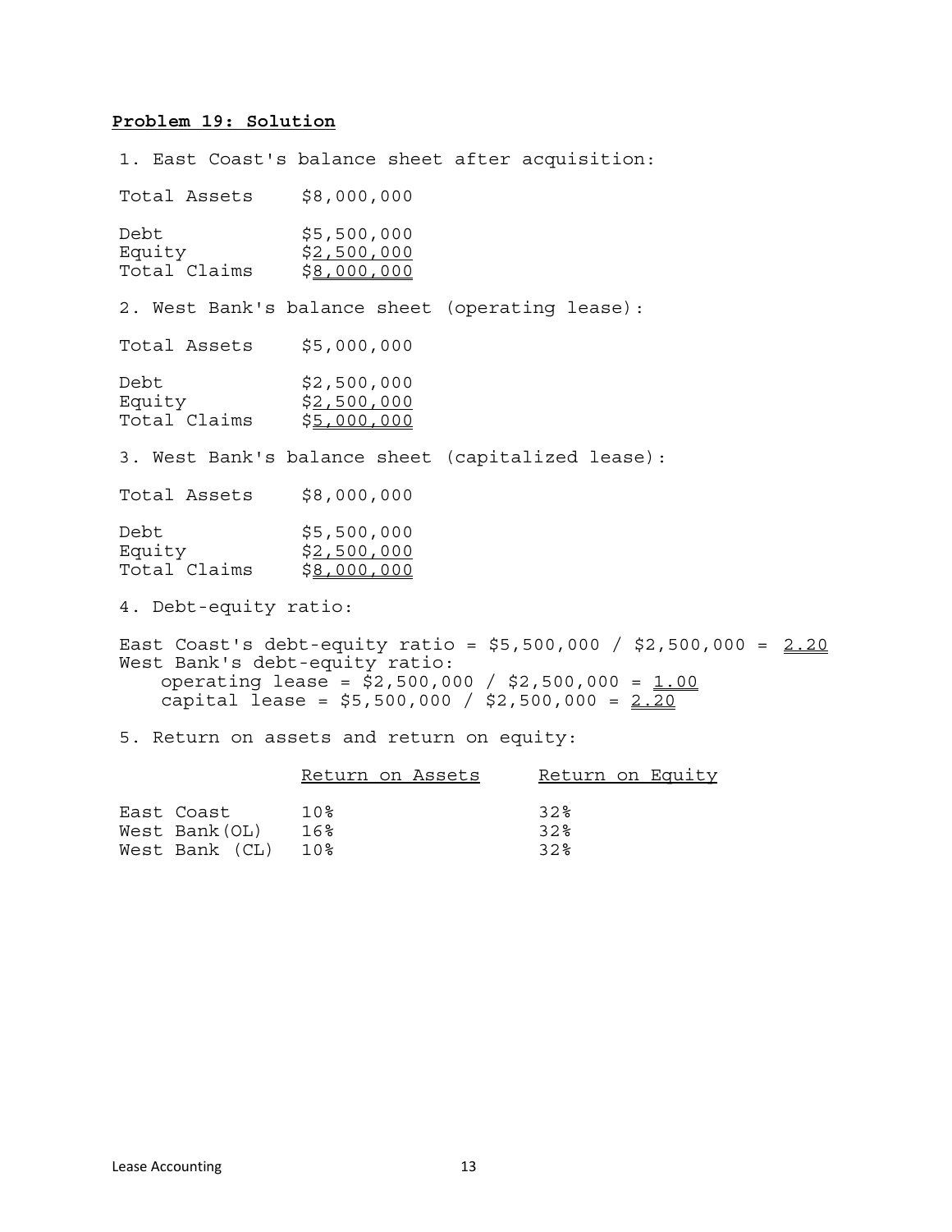**Problem 19: Solution**

1. East Coast's balance sheet after acquisition:

| | |
|---|---|
| Total Assets | \$8,000,000 |
| Debt | \$5,500,000 |
| Equity | \$2,500,000 |
| Total Claims | \$8,000,000 |

2. West Bank's balance sheet (operating lease):

| | |
|---|---|
| Total Assets | \$5,000,000 |
| Debt | \$2,500,000 |
| Equity | \$2,500,000 |
| Total Claims | \$5,000,000 |

3. West Bank's balance sheet (capitalized lease):

| | |
|---|---|
| Total Assets | \$8,000,000 |
| Debt | \$5,500,000 |
| Equity | \$2,500,000 |
| Total Claims | \$8,000,000 |

4. Debt-equity ratio:

East Coast's debt-equity ratio = \$5,500,000 / \$2,500,000 = 2.20
West Bank's debt-equity ratio:
  operating lease = \$2,500,000 / \$2,500,000 = 1.00
  capital lease = \$5,500,000 / \$2,500,000 = 2.20

5. Return on assets and return on equity:

| | Return on Assets | Return on Equity |
|---|---|---|
| East Coast | 10% | 32% |
| West Bank(OL) | 16% | 32% |
| West Bank (CL) | 10% | 32% |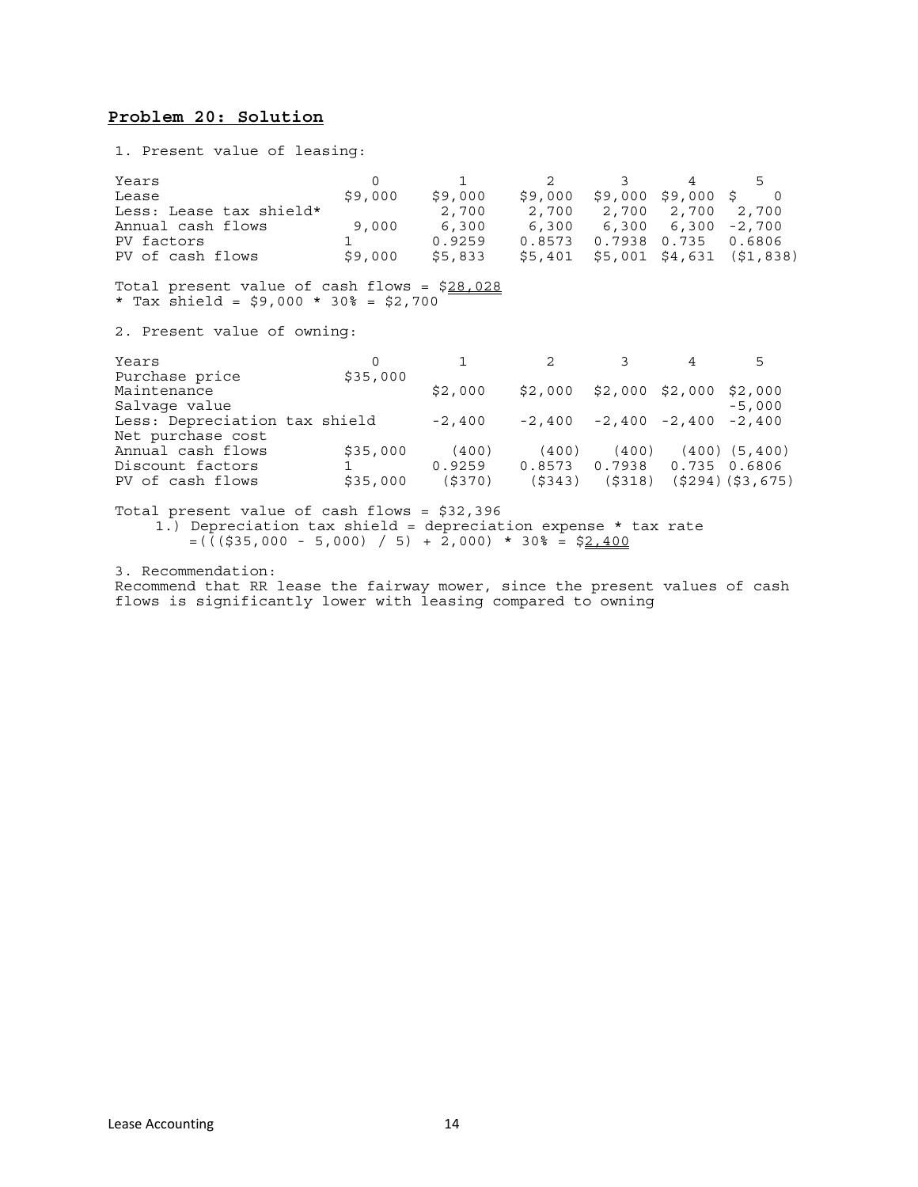## **Problem 20: Solution**

1. Present value of leasing:

| Years | 0 | 1 | 2 | 3 | 4 | 5 |
|---|---|---|---|---|---|---|
| Lease | $9,000 | $9,000 | $9,000 | $9,000 | $9,000 | $ 0 |
| Less: Lease tax shield* | | 2,700 | 2,700 | 2,700 | 2,700 | 2,700 |
| Annual cash flows | 9,000 | 6,300 | 6,300 | 6,300 | 6,300 | -2,700 |
| PV factors | 1 | 0.9259 | 0.8573 | 0.7938 | 0.735 | 0.6806 |
| PV of cash flows | $9,000 | $5,833 | $5,401 | $5,001 | $4,631 | ($1,838) |

Total present value of cash flows = $<u>28,028</u>
* Tax shield = $9,000 * 30% = $2,700

2. Present value of owning:

| Years | 0 | 1 | 2 | 3 | 4 | 5 |
|---|---|---|---|---|---|---|
| Purchase price | $35,000 | | | | | |
| Maintenance | | $2,000 | $2,000 | $2,000 | $2,000 | $2,000 |
| Salvage value | | | | | | -5,000 |
| Less: Depreciation tax shield | | -2,400 | -2,400 | -2,400 | -2,400 | -2,400 |
| Net purchase cost | | | | | | |
| Annual cash flows | $35,000 | (400) | (400) | (400) | (400) | (5,400) |
| Discount factors | 1 | 0.9259 | 0.8573 | 0.7938 | 0.735 | 0.6806 |
| PV of cash flows | $35,000 | ($370) | ($343) | ($318) | ($294) | ($3,675) |

Total present value of cash flows = $32,396

1.) Depreciation tax shield = depreciation expense * tax rate
=((($35,000 - 5,000) / 5) + 2,000) * 30% = $<u>2,400</u>

3. Recommendation:
Recommend that RR lease the fairway mower, since the present values of cash flows is significantly lower with leasing compared to owning